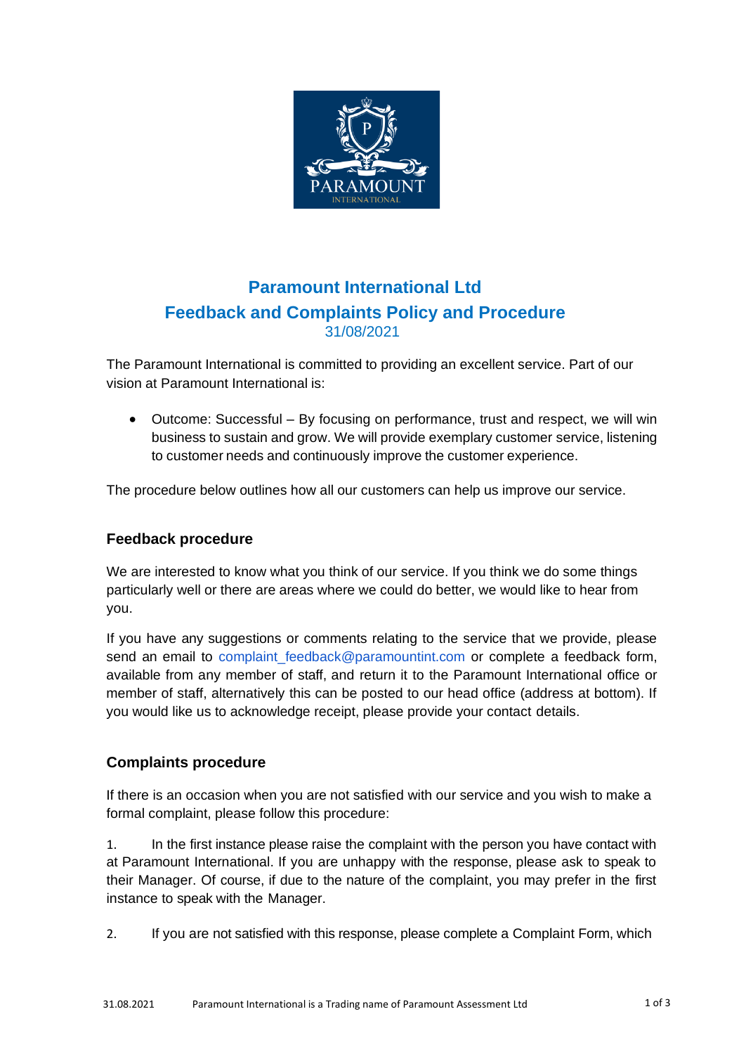# Paramount International Ltd
## Feedback and Complaints Policy and Procedure
31/08/2021

The Paramount International is committed to providing an excellent service. Part of our vision at Paramount International is:

- Outcome: Successful – By focusing on performance, trust and respect, we will win business to sustain and grow. We will provide exemplary customer service, listening to customer needs and continuously improve the customer experience.

The procedure below outlines how all our customers can help us improve our service.

### Feedback procedure

We are interested to know what you think of our service. If you think we do some things particularly well or there are areas where we could do better, we would like to hear from you.

If you have any suggestions or comments relating to the service that we provide, please send an email to complaint_feedback@paramountint.com or complete a feedback form, available from any member of staff, and return it to the Paramount International office or member of staff, alternatively this can be posted to our head office (address at bottom). If you would like us to acknowledge receipt, please provide your contact details.

### Complaints procedure

If there is an occasion when you are not satisfied with our service and you wish to make a formal complaint, please follow this procedure:

1. In the first instance please raise the complaint with the person you have contact with at Paramount International. If you are unhappy with the response, please ask to speak to their Manager. Of course, if due to the nature of the complaint, you may prefer in the first instance to speak with the Manager.

2. If you are not satisfied with this response, please complete a Complaint Form, which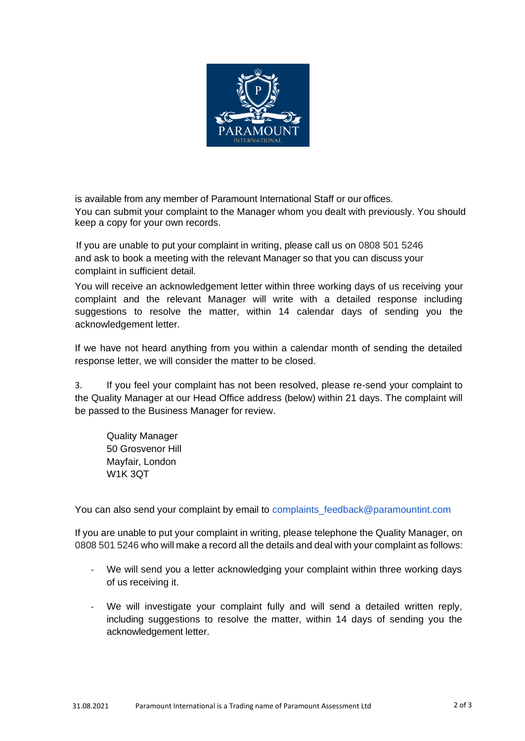is available from any member of Paramount International Staff or our offices.
You can submit your complaint to the Manager whom you dealt with previously. You should keep a copy for your own records.

If you are unable to put your complaint in writing, please call us on 0808 501 5246 and ask to book a meeting with the relevant Manager so that you can discuss your complaint in sufficient detail.

You will receive an acknowledgement letter within three working days of us receiving your complaint and the relevant Manager will write with a detailed response including suggestions to resolve the matter, within 14 calendar days of sending you the acknowledgement letter.

If we have not heard anything from you within a calendar month of sending the detailed response letter, we will consider the matter to be closed.

3. If you feel your complaint has not been resolved, please re-send your complaint to the Quality Manager at our Head Office address (below) within 21 days. The complaint will be passed to the Business Manager for review.

Quality Manager
50 Grosvenor Hill
Mayfair, London
W1K 3QT

You can also send your complaint by email to complaints_feedback@paramountint.com

If you are unable to put your complaint in writing, please telephone the Quality Manager, on 0808 501 5246 who will make a record all the details and deal with your complaint as follows:

- We will send you a letter acknowledging your complaint within three working days of us receiving it.
- We will investigate your complaint fully and will send a detailed written reply, including suggestions to resolve the matter, within 14 days of sending you the acknowledgement letter.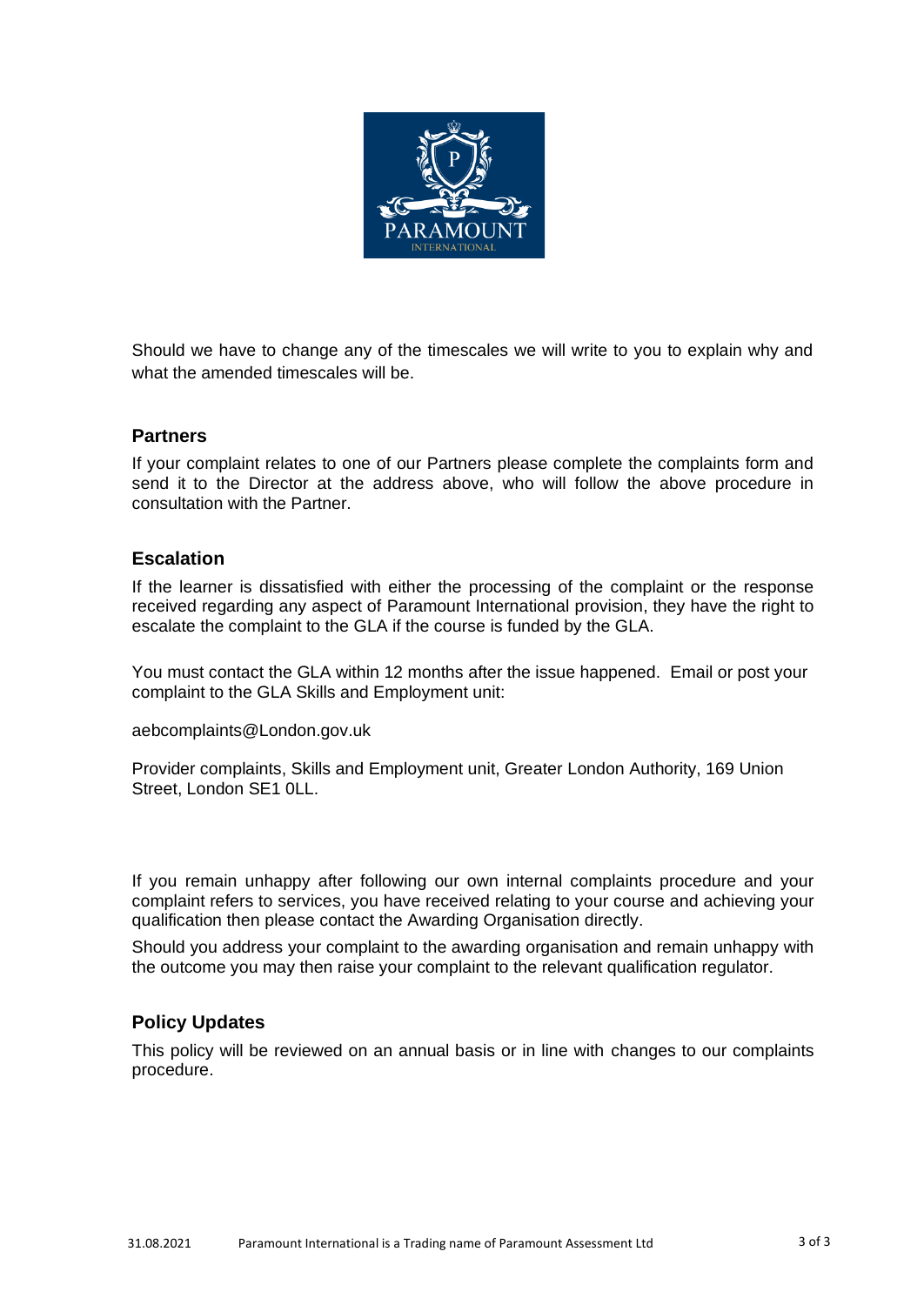Should we have to change any of the timescales we will write to you to explain why and what the amended timescales will be.

## Partners

If your complaint relates to one of our Partners please complete the complaints form and send it to the Director at the address above, who will follow the above procedure in consultation with the Partner.

## Escalation

If the learner is dissatisfied with either the processing of the complaint or the response received regarding any aspect of Paramount International provision, they have the right to escalate the complaint to the GLA if the course is funded by the GLA.

You must contact the GLA within 12 months after the issue happened. Email or post your complaint to the GLA Skills and Employment unit:

aebcomplaints@London.gov.uk

Provider complaints, Skills and Employment unit, Greater London Authority, 169 Union Street, London SE1 0LL.

If you remain unhappy after following our own internal complaints procedure and your complaint refers to services, you have received relating to your course and achieving your qualification then please contact the Awarding Organisation directly.

Should you address your complaint to the awarding organisation and remain unhappy with the outcome you may then raise your complaint to the relevant qualification regulator.

## Policy Updates

This policy will be reviewed on an annual basis or in line with changes to our complaints procedure.